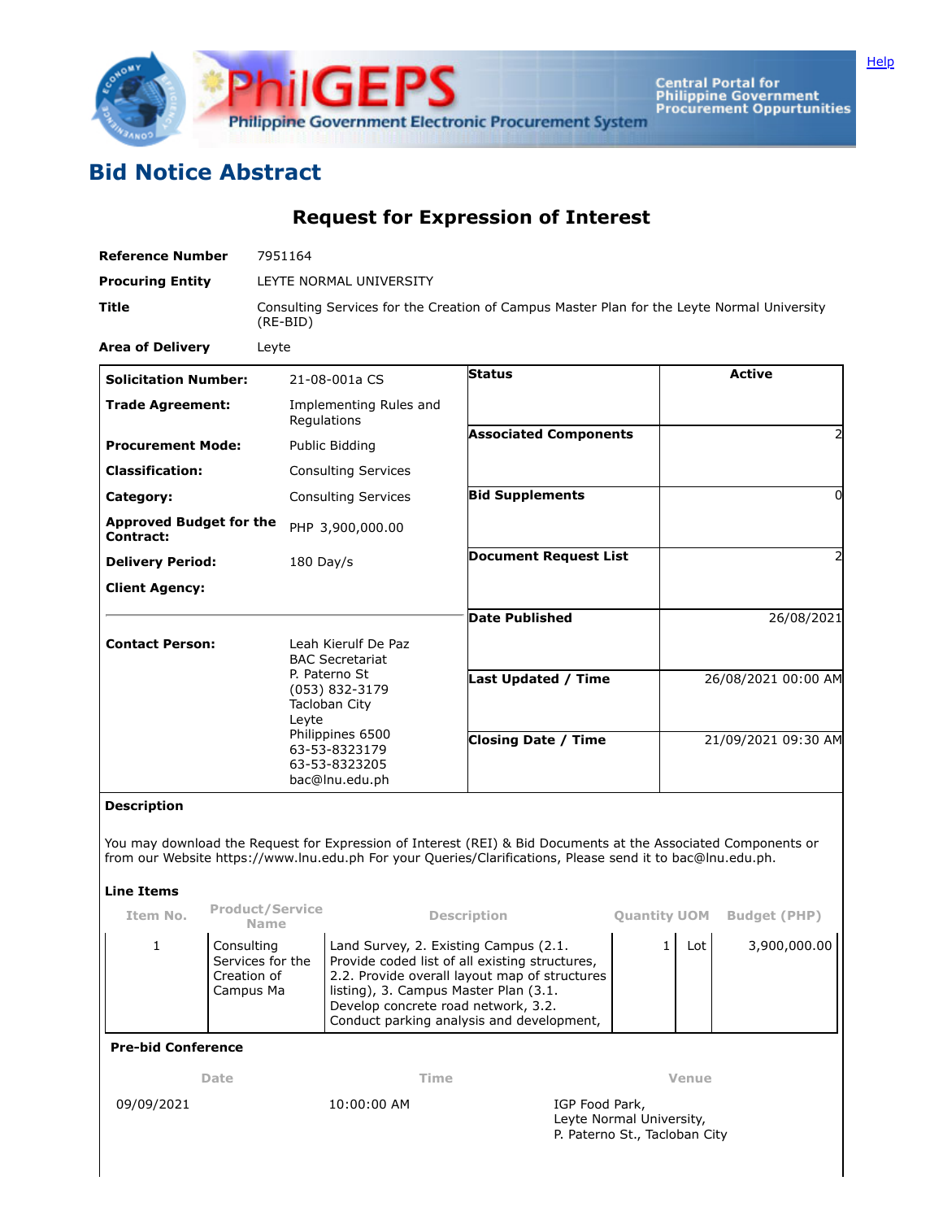PhilGEPS

Philippine Government Electronic Procurement System

Central Portal for Philippine Government Procurement Oppurtunities

Help

# Bid Notice Abstract

## Request for Expression of Interest

**Reference Number** 7951164

**Procuring Entity** LEYTE NORMAL UNIVERSITY

**Title** Consulting Services for the Creation of Campus Master Plan for the Leyte Normal University (RE-BID)

**Area of Delivery** Leyte

| | | | |
|---|---|---|---|
| **Solicitation Number:** | 21-08-001a CS | **Status** | Active |
| **Trade Agreement:** | Implementing Rules and Regulations | **Associated Components** | 2 |
| **Procurement Mode:** | Public Bidding | | |
| **Classification:** | Consulting Services | | |
| **Category:** | Consulting Services | **Bid Supplements** | 0 |
| **Approved Budget for the Contract:** | PHP 3,900,000.00 | | |
| **Delivery Period:** | 180 Day/s | **Document Request List** | 2 |
| **Client Agency:** | | | |
| | | **Date Published** | 26/08/2021 |
| **Contact Person:** | Leah Kierulf De Paz<br>BAC Secretariat<br>P. Paterno St<br>(053) 832-3179<br>Tacloban City<br>Leyte<br>Philippines 6500<br>63-53-8323179<br>63-53-8323205<br>bac@lnu.edu.ph | **Last Updated / Time** | 26/08/2021 00:00 AM |
| | | **Closing Date / Time** | 21/09/2021 09:30 AM |

**Description**

You may download the Request for Expression of Interest (REI) & Bid Documents at the Associated Components or from our Website https://www.lnu.edu.ph For your Queries/Clarifications, Please send it to bac@lnu.edu.ph.

**Line Items**

| Item No. | Product/Service Name | Description | Quantity | UOM | Budget (PHP) |
|---|---|---|---|---|---|
| 1 | Consulting Services for the Creation of Campus Ma | Land Survey, 2. Existing Campus (2.1. Provide coded list of all existing structures, 2.2. Provide overall layout map of structures listing), 3. Campus Master Plan (3.1. Develop concrete road network, 3.2. Conduct parking analysis and development, | 1 | Lot | 3,900,000.00 |

**Pre-bid Conference**

| Date | Time | Venue |
|---|---|---|
| 09/09/2021 | 10:00:00 AM | IGP Food Park, Leyte Normal University, P. Paterno St., Tacloban City |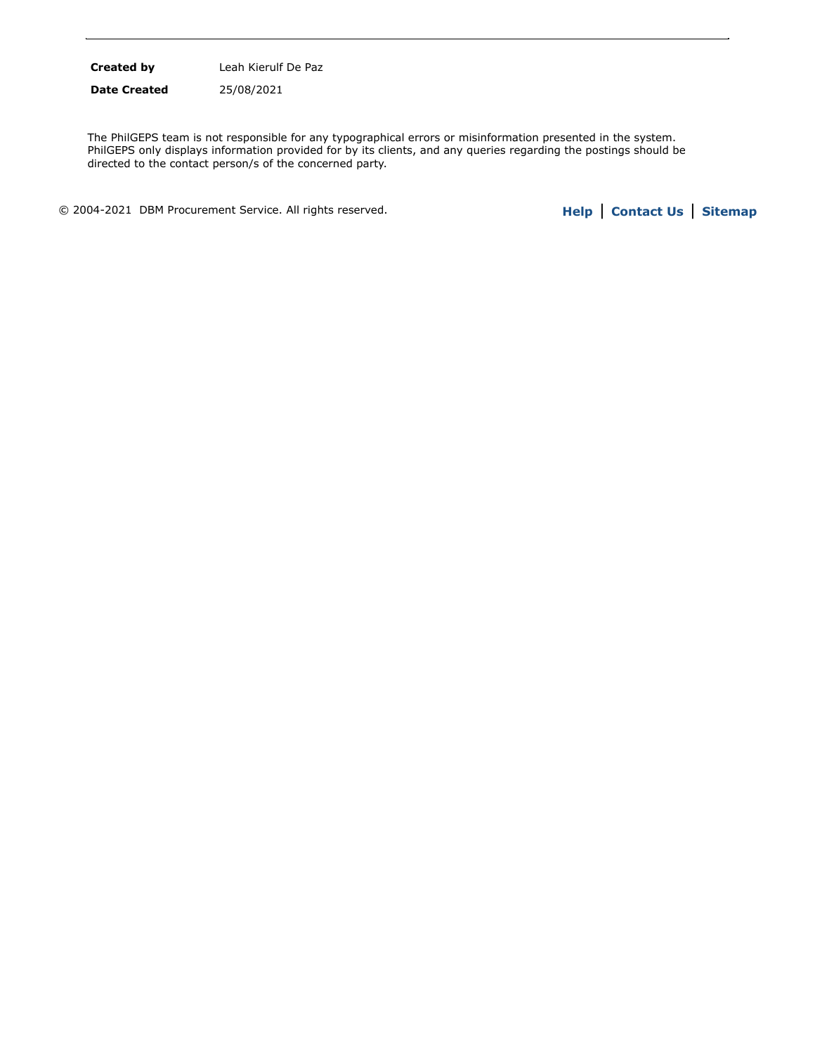| | |
|---|---|
| **Created by** | Leah Kierulf De Paz |
| **Date Created** | 25/08/2021 |

The PhilGEPS team is not responsible for any typographical errors or misinformation presented in the system. PhilGEPS only displays information provided for by its clients, and any queries regarding the postings should be directed to the contact person/s of the concerned party.

© 2004-2021 DBM Procurement Service. All rights reserved.

**Help** | **Contact Us** | **Sitemap**